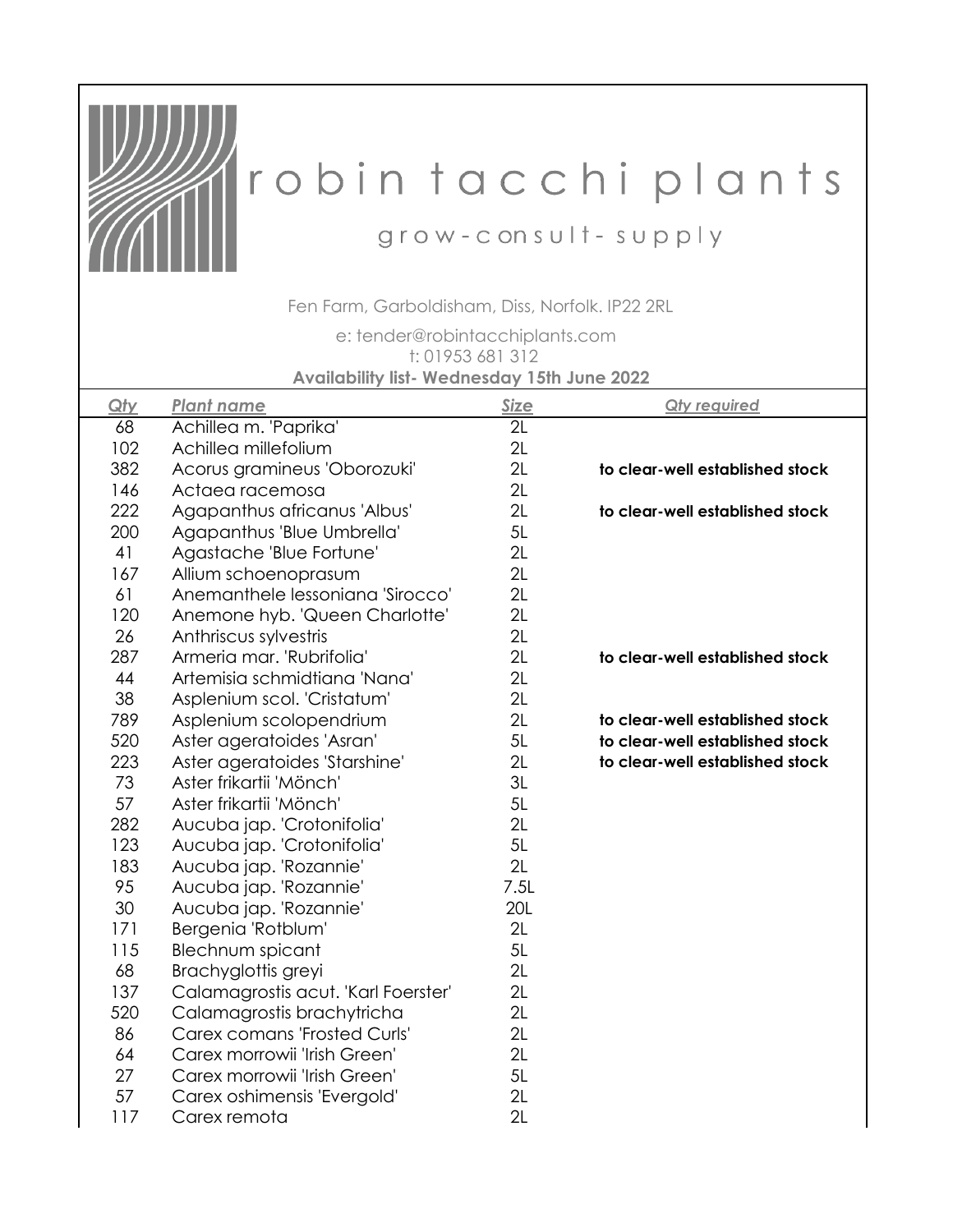# robin tacchi plants

grow-consult-supply

Fen Farm, Garboldisham, Diss, Norfolk. IP22 2RL

e: tender@robintacchiplants.com

t: 01953 681 312

**Availability list- Wednesday 15th June 2022**

| Qty | Plant name | Size | Qty required |
|---|---|---|---|
| 68 | Achillea m. 'Paprika' | 2L | |
| 102 | Achillea millefolium | 2L | |
| 382 | Acorus gramineus 'Oborozuki' | 2L | **to clear-well established stock** |
| 146 | Actaea racemosa | 2L | |
| 222 | Agapanthus africanus 'Albus' | 2L | **to clear-well established stock** |
| 200 | Agapanthus 'Blue Umbrella' | 5L | |
| 41 | Agastache 'Blue Fortune' | 2L | |
| 167 | Allium schoenoprasum | 2L | |
| 61 | Anemanthele lessoniana 'Sirocco' | 2L | |
| 120 | Anemone hyb. 'Queen Charlotte' | 2L | |
| 26 | Anthriscus sylvestris | 2L | |
| 287 | Armeria mar. 'Rubrifolia' | 2L | **to clear-well established stock** |
| 44 | Artemisia schmidtiana 'Nana' | 2L | |
| 38 | Asplenium scol. 'Cristatum' | 2L | |
| 789 | Asplenium scolopendrium | 2L | **to clear-well established stock** |
| 520 | Aster ageratoides 'Asran' | 5L | **to clear-well established stock** |
| 223 | Aster ageratoides 'Starshine' | 2L | **to clear-well established stock** |
| 73 | Aster frikartii 'Mönch' | 3L | |
| 57 | Aster frikartii 'Mönch' | 5L | |
| 282 | Aucuba jap. 'Crotonifolia' | 2L | |
| 123 | Aucuba jap. 'Crotonifolia' | 5L | |
| 183 | Aucuba jap. 'Rozannie' | 2L | |
| 95 | Aucuba jap. 'Rozannie' | 7.5L | |
| 30 | Aucuba jap. 'Rozannie' | 20L | |
| 171 | Bergenia 'Rotblum' | 2L | |
| 115 | Blechnum spicant | 5L | |
| 68 | Brachyglottis greyi | 2L | |
| 137 | Calamagrostis acut. 'Karl Foerster' | 2L | |
| 520 | Calamagrostis brachytricha | 2L | |
| 86 | Carex comans 'Frosted Curls' | 2L | |
| 64 | Carex morrowii 'Irish Green' | 2L | |
| 27 | Carex morrowii 'Irish Green' | 5L | |
| 57 | Carex oshimensis 'Evergold' | 2L | |
| 117 | Carex remota | 2L | |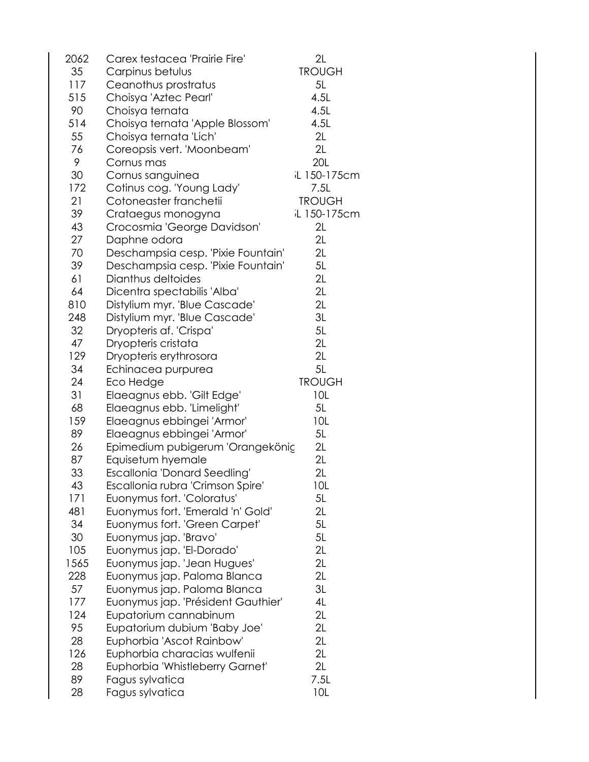| | | |
|---|---|---|
| 2062 | Carex testacea 'Prairie Fire' | 2L |
| 35 | Carpinus betulus | TROUGH |
| 117 | Ceanothus prostratus | 5L |
| 515 | Choisya 'Aztec Pearl' | 4.5L |
| 90 | Choisya ternata | 4.5L |
| 514 | Choisya ternata 'Apple Blossom' | 4.5L |
| 55 | Choisya ternata 'Lich' | 2L |
| 76 | Coreopsis vert. 'Moonbeam' | 2L |
| 9 | Cornus mas | 20L |
| 30 | Cornus sanguinea | ;L 150-175cm |
| 172 | Cotinus cog. 'Young Lady' | 7.5L |
| 21 | Cotoneaster franchetii | TROUGH |
| 39 | Crataegus monogyna | ;L 150-175cm |
| 43 | Crocosmia 'George Davidson' | 2L |
| 27 | Daphne odora | 2L |
| 70 | Deschampsia cesp. 'Pixie Fountain' | 2L |
| 39 | Deschampsia cesp. 'Pixie Fountain' | 5L |
| 61 | Dianthus deltoides | 2L |
| 64 | Dicentra spectabilis 'Alba' | 2L |
| 810 | Distylium myr. 'Blue Cascade' | 2L |
| 248 | Distylium myr. 'Blue Cascade' | 3L |
| 32 | Dryopteris af. 'Crispa' | 5L |
| 47 | Dryopteris cristata | 2L |
| 129 | Dryopteris erythrosora | 2L |
| 34 | Echinacea purpurea | 5L |
| 24 | Eco Hedge | TROUGH |
| 31 | Elaeagnus ebb. 'Gilt Edge' | 10L |
| 68 | Elaeagnus ebb. 'Limelight' | 5L |
| 159 | Elaeagnus ebbingei 'Armor' | 10L |
| 89 | Elaeagnus ebbingei 'Armor' | 5L |
| 26 | Epimedium pubigerum 'Orangekönig | 2L |
| 87 | Equisetum hyemale | 2L |
| 33 | Escallonia 'Donard Seedling' | 2L |
| 43 | Escallonia rubra 'Crimson Spire' | 10L |
| 171 | Euonymus fort. 'Coloratus' | 5L |
| 481 | Euonymus fort. 'Emerald 'n' Gold' | 2L |
| 34 | Euonymus fort. 'Green Carpet' | 5L |
| 30 | Euonymus jap. 'Bravo' | 5L |
| 105 | Euonymus jap. 'El-Dorado' | 2L |
| 1565 | Euonymus jap. 'Jean Hugues' | 2L |
| 228 | Euonymus jap. Paloma Blanca | 2L |
| 57 | Euonymus jap. Paloma Blanca | 3L |
| 177 | Euonymus jap. 'Président Gauthier' | 4L |
| 124 | Eupatorium cannabinum | 2L |
| 95 | Eupatorium dubium 'Baby Joe' | 2L |
| 28 | Euphorbia 'Ascot Rainbow' | 2L |
| 126 | Euphorbia characias wulfenii | 2L |
| 28 | Euphorbia 'Whistleberry Garnet' | 2L |
| 89 | Fagus sylvatica | 7.5L |
| 28 | Fagus sylvatica | 10L |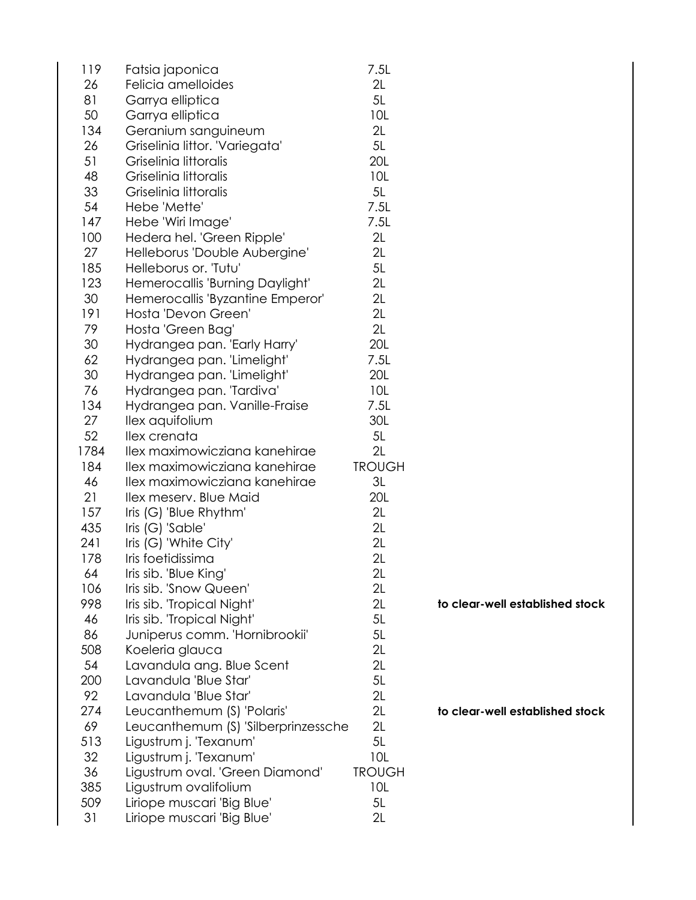| | | | |
|---|---|---|---|
| 119 | Fatsia japonica | 7.5L | |
| 26 | Felicia amelloides | 2L | |
| 81 | Garrya elliptica | 5L | |
| 50 | Garrya elliptica | 10L | |
| 134 | Geranium sanguineum | 2L | |
| 26 | Griselinia littor. 'Variegata' | 5L | |
| 51 | Griselinia littoralis | 20L | |
| 48 | Griselinia littoralis | 10L | |
| 33 | Griselinia littoralis | 5L | |
| 54 | Hebe 'Mette' | 7.5L | |
| 147 | Hebe 'Wiri Image' | 7.5L | |
| 100 | Hedera hel. 'Green Ripple' | 2L | |
| 27 | Helleborus 'Double Aubergine' | 2L | |
| 185 | Helleborus or. 'Tutu' | 5L | |
| 123 | Hemerocallis 'Burning Daylight' | 2L | |
| 30 | Hemerocallis 'Byzantine Emperor' | 2L | |
| 191 | Hosta 'Devon Green' | 2L | |
| 79 | Hosta 'Green Bag' | 2L | |
| 30 | Hydrangea pan. 'Early Harry' | 20L | |
| 62 | Hydrangea pan. 'Limelight' | 7.5L | |
| 30 | Hydrangea pan. 'Limelight' | 20L | |
| 76 | Hydrangea pan. 'Tardiva' | 10L | |
| 134 | Hydrangea pan. Vanille-Fraise | 7.5L | |
| 27 | Ilex aquifolium | 30L | |
| 52 | Ilex crenata | 5L | |
| 1784 | Ilex maximowicziana kanehirae | 2L | |
| 184 | Ilex maximowicziana kanehirae | TROUGH | |
| 46 | Ilex maximowicziana kanehirae | 3L | |
| 21 | Ilex meserv. Blue Maid | 20L | |
| 157 | Iris (G) 'Blue Rhythm' | 2L | |
| 435 | Iris (G) 'Sable' | 2L | |
| 241 | Iris (G) 'White City' | 2L | |
| 178 | Iris foetidissima | 2L | |
| 64 | Iris sib. 'Blue King' | 2L | |
| 106 | Iris sib. 'Snow Queen' | 2L | |
| 998 | Iris sib. 'Tropical Night' | 2L | **to clear-well established stock** |
| 46 | Iris sib. 'Tropical Night' | 5L | |
| 86 | Juniperus comm. 'Hornibrookii' | 5L | |
| 508 | Koeleria glauca | 2L | |
| 54 | Lavandula ang. Blue Scent | 2L | |
| 200 | Lavandula 'Blue Star' | 5L | |
| 92 | Lavandula 'Blue Star' | 2L | |
| 274 | Leucanthemum (S) 'Polaris' | 2L | **to clear-well established stock** |
| 69 | Leucanthemum (S) 'Silberprinzessche | 2L | |
| 513 | Ligustrum j. 'Texanum' | 5L | |
| 32 | Ligustrum j. 'Texanum' | 10L | |
| 36 | Ligustrum oval. 'Green Diamond' | TROUGH | |
| 385 | Ligustrum ovalifolium | 10L | |
| 509 | Liriope muscari 'Big Blue' | 5L | |
| 31 | Liriope muscari 'Big Blue' | 2L | |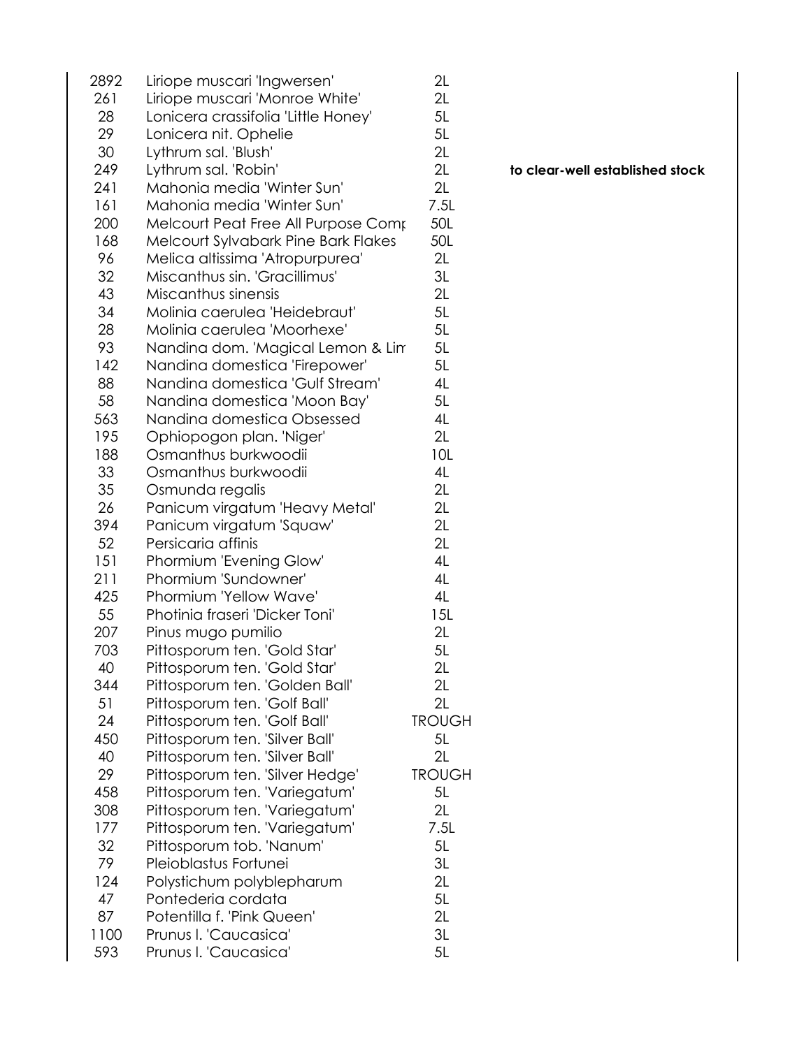| | | | |
|---|---|---|---|
| 2892 | Liriope muscari 'Ingwersen' | 2L | |
| 261 | Liriope muscari 'Monroe White' | 2L | |
| 28 | Lonicera crassifolia 'Little Honey' | 5L | |
| 29 | Lonicera nit. Ophelie | 5L | |
| 30 | Lythrum sal. 'Blush' | 2L | |
| 249 | Lythrum sal. 'Robin' | 2L | **to clear-well established stock** |
| 241 | Mahonia media 'Winter Sun' | 2L | |
| 161 | Mahonia media 'Winter Sun' | 7.5L | |
| 200 | Melcourt Peat Free All Purpose Comp | 50L | |
| 168 | Melcourt Sylvabark Pine Bark Flakes | 50L | |
| 96 | Melica altissima 'Atropurpurea' | 2L | |
| 32 | Miscanthus sin. 'Gracillimus' | 3L | |
| 43 | Miscanthus sinensis | 2L | |
| 34 | Molinia caerulea 'Heidebraut' | 5L | |
| 28 | Molinia caerulea 'Moorhexe' | 5L | |
| 93 | Nandina dom. 'Magical Lemon & Lim | 5L | |
| 142 | Nandina domestica 'Firepower' | 5L | |
| 88 | Nandina domestica 'Gulf Stream' | 4L | |
| 58 | Nandina domestica 'Moon Bay' | 5L | |
| 563 | Nandina domestica Obsessed | 4L | |
| 195 | Ophiopogon plan. 'Niger' | 2L | |
| 188 | Osmanthus burkwoodii | 10L | |
| 33 | Osmanthus burkwoodii | 4L | |
| 35 | Osmunda regalis | 2L | |
| 26 | Panicum virgatum 'Heavy Metal' | 2L | |
| 394 | Panicum virgatum 'Squaw' | 2L | |
| 52 | Persicaria affinis | 2L | |
| 151 | Phormium 'Evening Glow' | 4L | |
| 211 | Phormium 'Sundowner' | 4L | |
| 425 | Phormium 'Yellow Wave' | 4L | |
| 55 | Photinia fraseri 'Dicker Toni' | 15L | |
| 207 | Pinus mugo pumilio | 2L | |
| 703 | Pittosporum ten. 'Gold Star' | 5L | |
| 40 | Pittosporum ten. 'Gold Star' | 2L | |
| 344 | Pittosporum ten. 'Golden Ball' | 2L | |
| 51 | Pittosporum ten. 'Golf Ball' | 2L | |
| 24 | Pittosporum ten. 'Golf Ball' | TROUGH | |
| 450 | Pittosporum ten. 'Silver Ball' | 5L | |
| 40 | Pittosporum ten. 'Silver Ball' | 2L | |
| 29 | Pittosporum ten. 'Silver Hedge' | TROUGH | |
| 458 | Pittosporum ten. 'Variegatum' | 5L | |
| 308 | Pittosporum ten. 'Variegatum' | 2L | |
| 177 | Pittosporum ten. 'Variegatum' | 7.5L | |
| 32 | Pittosporum tob. 'Nanum' | 5L | |
| 79 | Pleioblastus Fortunei | 3L | |
| 124 | Polystichum polyblepharum | 2L | |
| 47 | Pontederia cordata | 5L | |
| 87 | Potentilla f. 'Pink Queen' | 2L | |
| 1100 | Prunus l. 'Caucasica' | 3L | |
| 593 | Prunus l. 'Caucasica' | 5L | |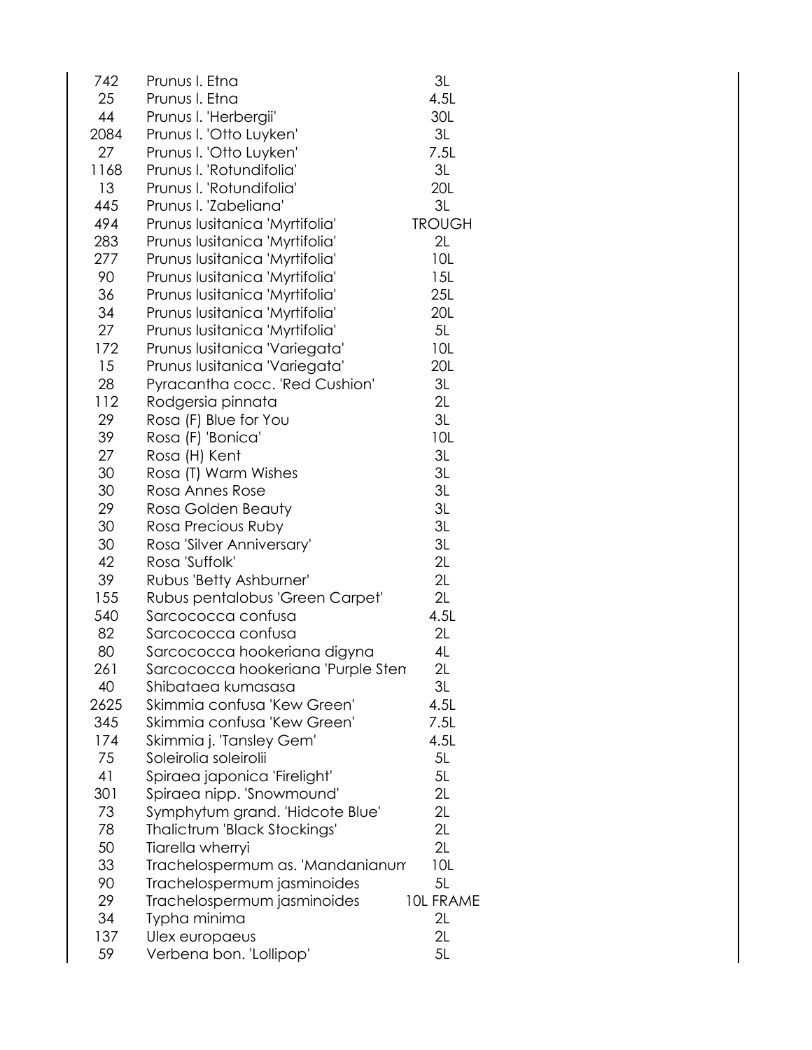| | | |
|---|---|---|
| 742 | Prunus l. Etna | 3L |
| 25 | Prunus l. Etna | 4.5L |
| 44 | Prunus l. 'Herbergii' | 30L |
| 2084 | Prunus l. 'Otto Luyken' | 3L |
| 27 | Prunus l. 'Otto Luyken' | 7.5L |
| 1168 | Prunus l. 'Rotundifolia' | 3L |
| 13 | Prunus l. 'Rotundifolia' | 20L |
| 445 | Prunus l. 'Zabeliana' | 3L |
| 494 | Prunus lusitanica 'Myrtifolia' | TROUGH |
| 283 | Prunus lusitanica 'Myrtifolia' | 2L |
| 277 | Prunus lusitanica 'Myrtifolia' | 10L |
| 90 | Prunus lusitanica 'Myrtifolia' | 15L |
| 36 | Prunus lusitanica 'Myrtifolia' | 25L |
| 34 | Prunus lusitanica 'Myrtifolia' | 20L |
| 27 | Prunus lusitanica 'Myrtifolia' | 5L |
| 172 | Prunus lusitanica 'Variegata' | 10L |
| 15 | Prunus lusitanica 'Variegata' | 20L |
| 28 | Pyracantha cocc. 'Red Cushion' | 3L |
| 112 | Rodgersia pinnata | 2L |
| 29 | Rosa (F) Blue for You | 3L |
| 39 | Rosa (F) 'Bonica' | 10L |
| 27 | Rosa (H) Kent | 3L |
| 30 | Rosa (T) Warm Wishes | 3L |
| 30 | Rosa Annes Rose | 3L |
| 29 | Rosa Golden Beauty | 3L |
| 30 | Rosa Precious Ruby | 3L |
| 30 | Rosa 'Silver Anniversary' | 3L |
| 42 | Rosa 'Suffolk' | 2L |
| 39 | Rubus 'Betty Ashburner' | 2L |
| 155 | Rubus pentalobus 'Green Carpet' | 2L |
| 540 | Sarcococca confusa | 4.5L |
| 82 | Sarcococca confusa | 2L |
| 80 | Sarcococca hookeriana digyna | 4L |
| 261 | Sarcococca hookeriana 'Purple Sten | 2L |
| 40 | Shibataea kumasasa | 3L |
| 2625 | Skimmia confusa 'Kew Green' | 4.5L |
| 345 | Skimmia confusa 'Kew Green' | 7.5L |
| 174 | Skimmia j. 'Tansley Gem' | 4.5L |
| 75 | Soleirolia soleirolii | 5L |
| 41 | Spiraea japonica 'Firelight' | 5L |
| 301 | Spiraea nipp. 'Snowmound' | 2L |
| 73 | Symphytum grand. 'Hidcote Blue' | 2L |
| 78 | Thalictrum 'Black Stockings' | 2L |
| 50 | Tiarella wherryi | 2L |
| 33 | Trachelospermum as. 'Mandanianum | 10L |
| 90 | Trachelospermum jasminoides | 5L |
| 29 | Trachelospermum jasminoides | 10L FRAME |
| 34 | Typha minima | 2L |
| 137 | Ulex europaeus | 2L |
| 59 | Verbena bon. 'Lollipop' | 5L |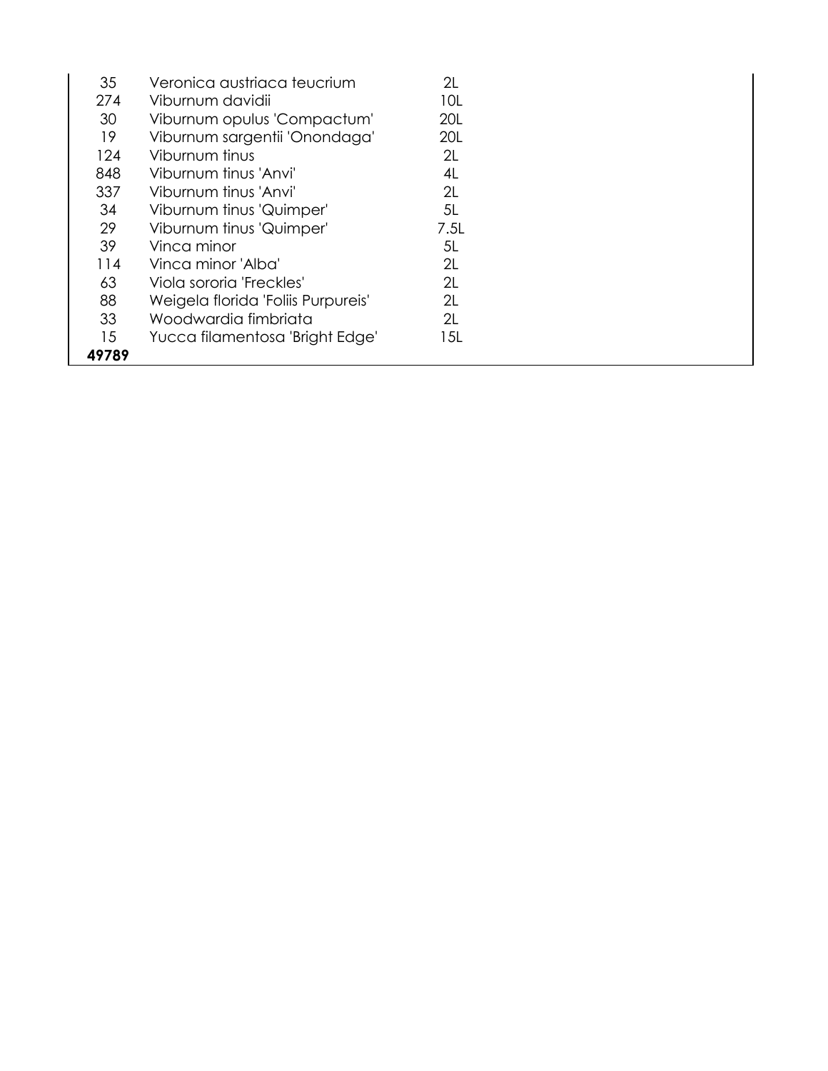| | | |
|---|---|---|
| 35 | Veronica austriaca teucrium | 2L |
| 274 | Viburnum davidii | 10L |
| 30 | Viburnum opulus 'Compactum' | 20L |
| 19 | Viburnum sargentii 'Onondaga' | 20L |
| 124 | Viburnum tinus | 2L |
| 848 | Viburnum tinus 'Anvi' | 4L |
| 337 | Viburnum tinus 'Anvi' | 2L |
| 34 | Viburnum tinus 'Quimper' | 5L |
| 29 | Viburnum tinus 'Quimper' | 7.5L |
| 39 | Vinca minor | 5L |
| 114 | Vinca minor 'Alba' | 2L |
| 63 | Viola sororia 'Freckles' | 2L |
| 88 | Weigela florida 'Foliis Purpureis' | 2L |
| 33 | Woodwardia fimbriata | 2L |
| 15 | Yucca filamentosa 'Bright Edge' | 15L |
| **49789** | | |